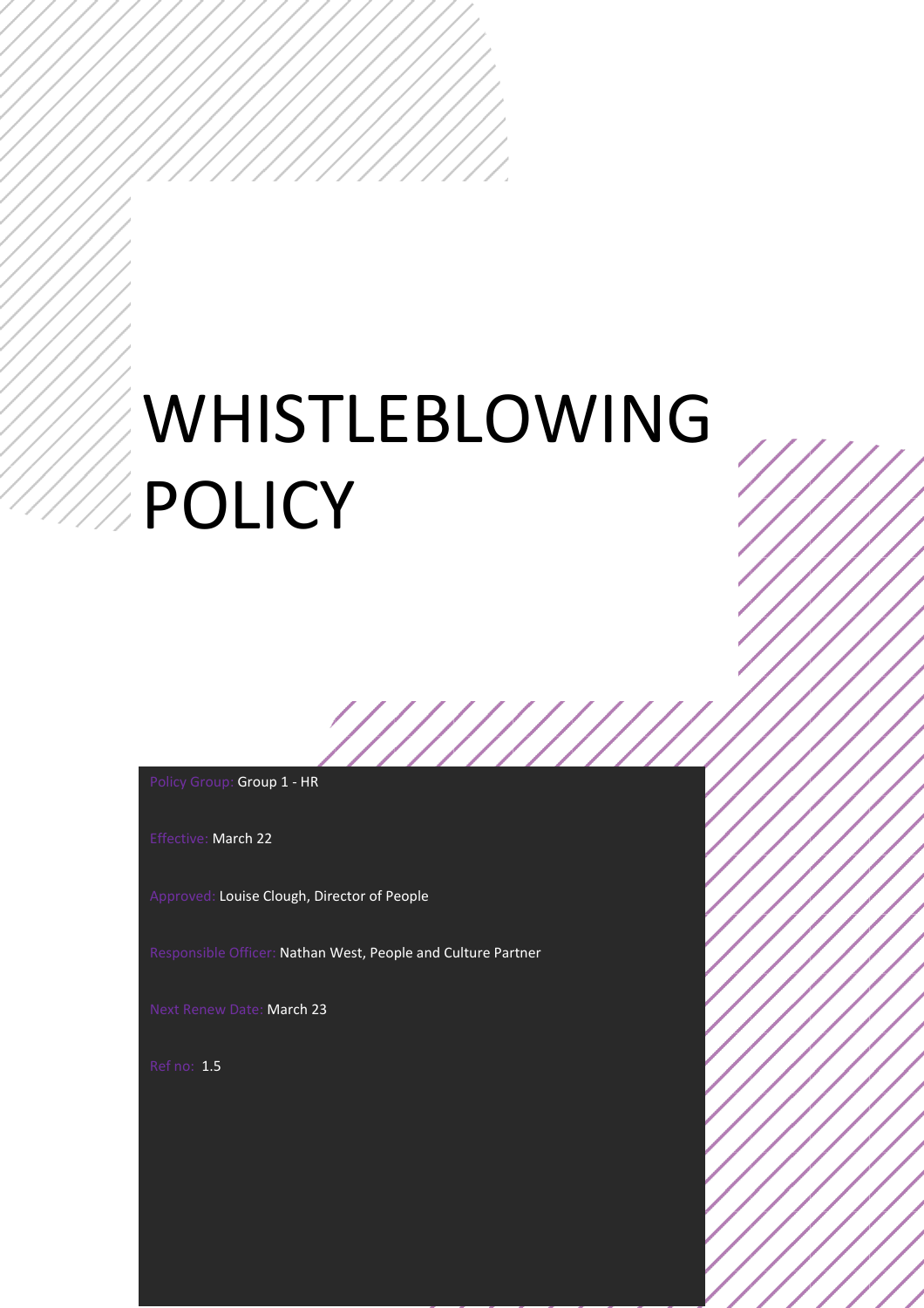# WHISTLEBLOWING POLICY

Policy Group: Group 1 - HR

Effective: March 22

Approved: Louise Clough, Director of People

Responsible Officer: Nathan West, People and Culture Partner

Next Renew Date: March 23

Ref no: 1.5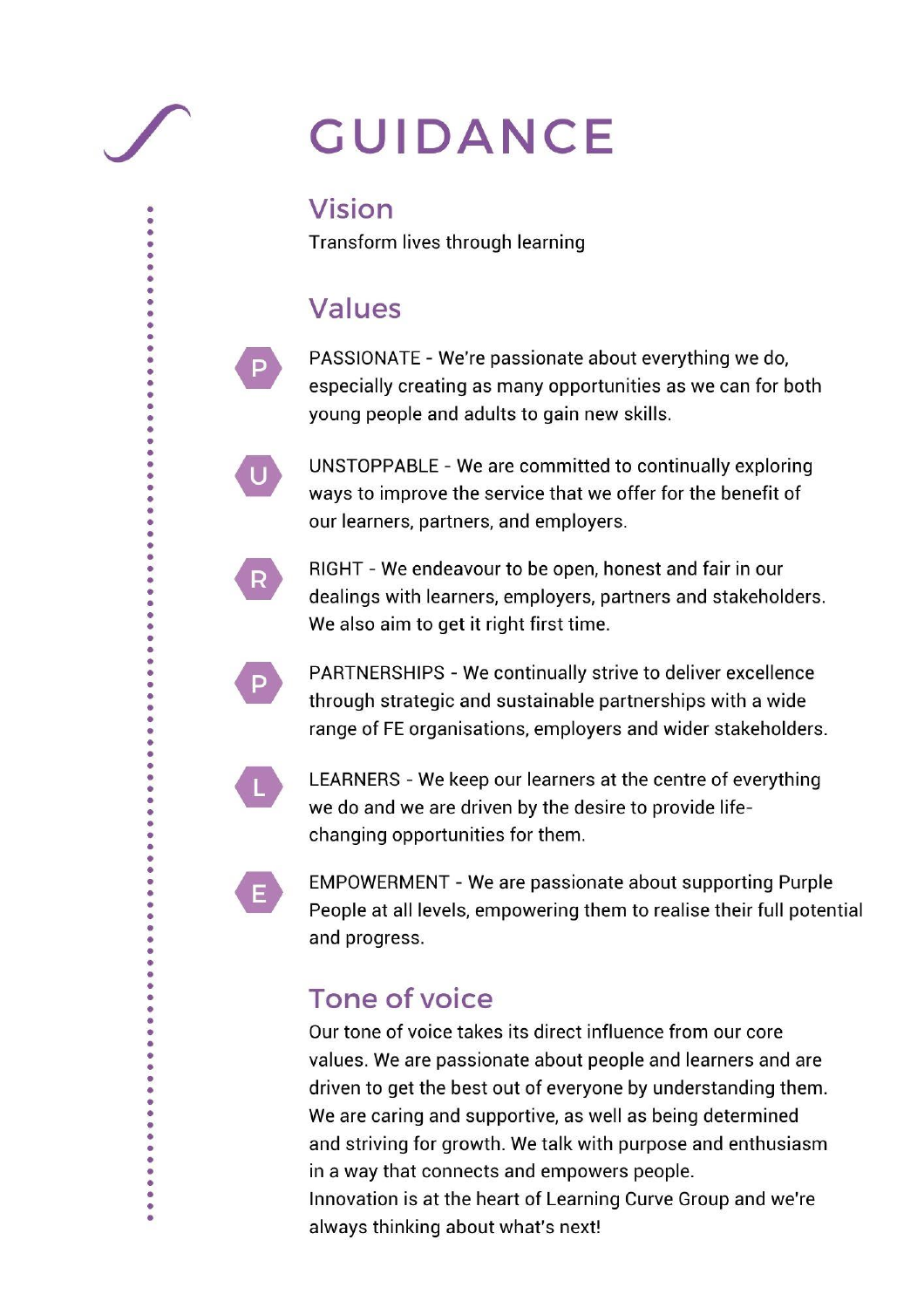# GUIDANCE

## Vision

Transform lives through learning

## Values

**P** PASSIONATE - We're passionate about everything we do, especially creating as many opportunities as we can for both young people and adults to gain new skills.

**U** UNSTOPPABLE - We are committed to continually exploring ways to improve the service that we offer for the benefit of our learners, partners, and employers.

**R** RIGHT - We endeavour to be open, honest and fair in our dealings with learners, employers, partners and stakeholders. We also aim to get it right first time.

**P** PARTNERSHIPS - We continually strive to deliver excellence through strategic and sustainable partnerships with a wide range of FE organisations, employers and wider stakeholders.

**L** LEARNERS - We keep our learners at the centre of everything we do and we are driven by the desire to provide life-changing opportunities for them.

**E** EMPOWERMENT - We are passionate about supporting Purple People at all levels, empowering them to realise their full potential and progress.

## Tone of voice

Our tone of voice takes its direct influence from our core values. We are passionate about people and learners and are driven to get the best out of everyone by understanding them. We are caring and supportive, as well as being determined and striving for growth. We talk with purpose and enthusiasm in a way that connects and empowers people.
Innovation is at the heart of Learning Curve Group and we're always thinking about what's next!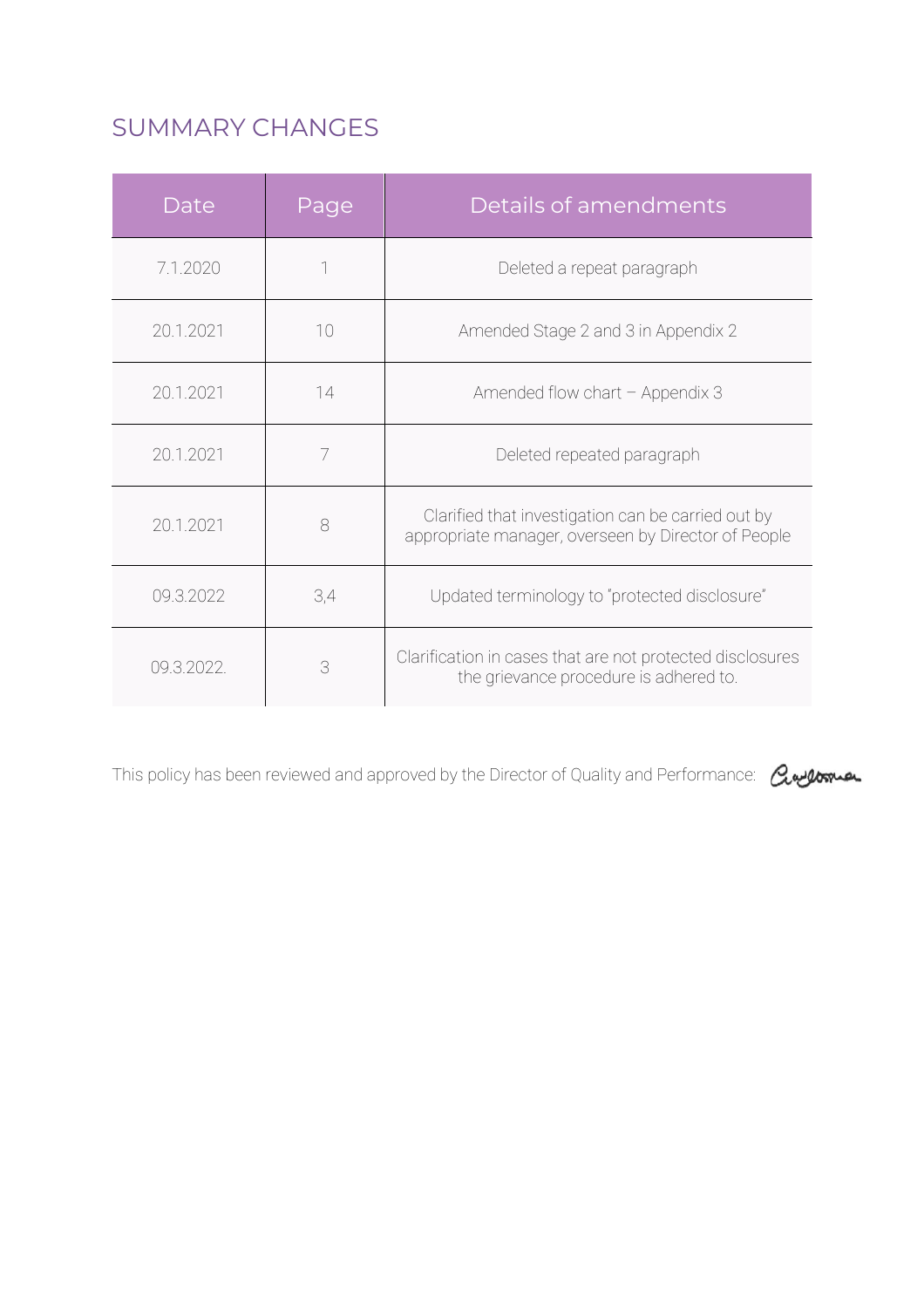## SUMMARY CHANGES

| Date | Page | Details of amendments |
|---|---|---|
| 7.1.2020 | 1 | Deleted a repeat paragraph |
| 20.1.2021 | 10 | Amended Stage 2 and 3 in Appendix 2 |
| 20.1.2021 | 14 | Amended flow chart – Appendix 3 |
| 20.1.2021 | 7 | Deleted repeated paragraph |
| 20.1.2021 | 8 | Clarified that investigation can be carried out by appropriate manager, overseen by Director of People |
| 09.3.2022 | 3,4 | Updated terminology to "protected disclosure" |
| 09.3.2022. | 3 | Clarification in cases that are not protected disclosures the grievance procedure is adhered to. |

This policy has been reviewed and approved by the Director of Quality and Performance: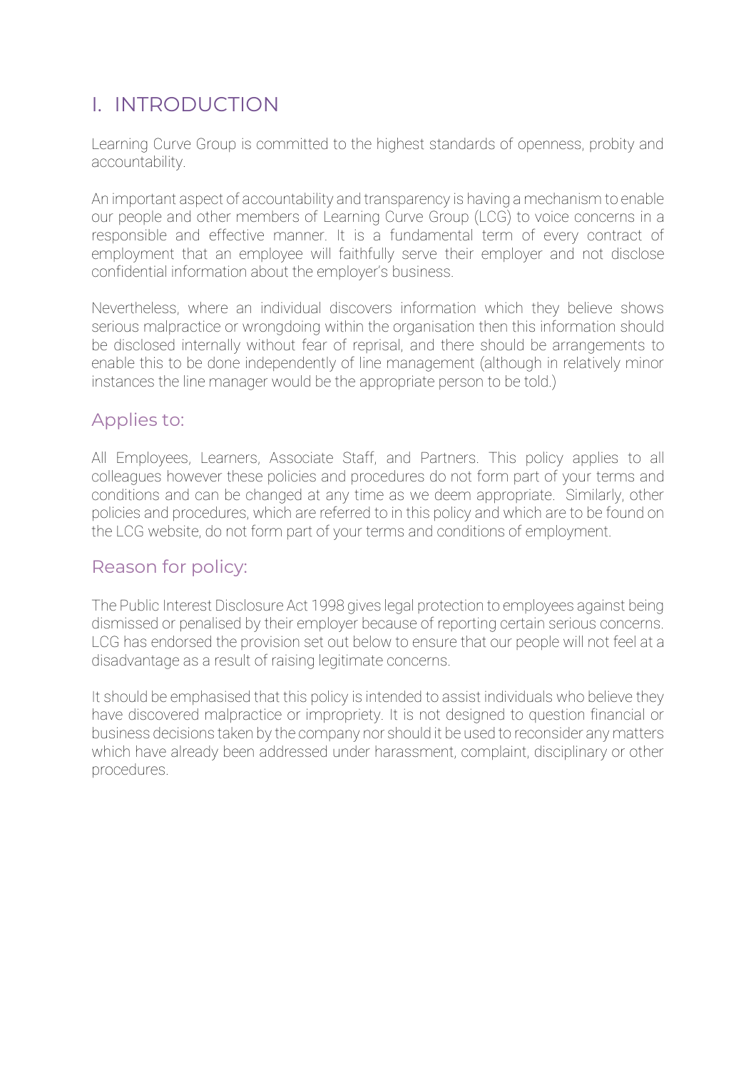# I. INTRODUCTION

Learning Curve Group is committed to the highest standards of openness, probity and accountability.

An important aspect of accountability and transparency is having a mechanism to enable our people and other members of Learning Curve Group (LCG) to voice concerns in a responsible and effective manner. It is a fundamental term of every contract of employment that an employee will faithfully serve their employer and not disclose confidential information about the employer's business.

Nevertheless, where an individual discovers information which they believe shows serious malpractice or wrongdoing within the organisation then this information should be disclosed internally without fear of reprisal, and there should be arrangements to enable this to be done independently of line management (although in relatively minor instances the line manager would be the appropriate person to be told.)

## Applies to:

All Employees, Learners, Associate Staff, and Partners. This policy applies to all colleagues however these policies and procedures do not form part of your terms and conditions and can be changed at any time as we deem appropriate. Similarly, other policies and procedures, which are referred to in this policy and which are to be found on the LCG website, do not form part of your terms and conditions of employment.

## Reason for policy:

The Public Interest Disclosure Act 1998 gives legal protection to employees against being dismissed or penalised by their employer because of reporting certain serious concerns. LCG has endorsed the provision set out below to ensure that our people will not feel at a disadvantage as a result of raising legitimate concerns.

It should be emphasised that this policy is intended to assist individuals who believe they have discovered malpractice or impropriety. It is not designed to question financial or business decisions taken by the company nor should it be used to reconsider any matters which have already been addressed under harassment, complaint, disciplinary or other procedures.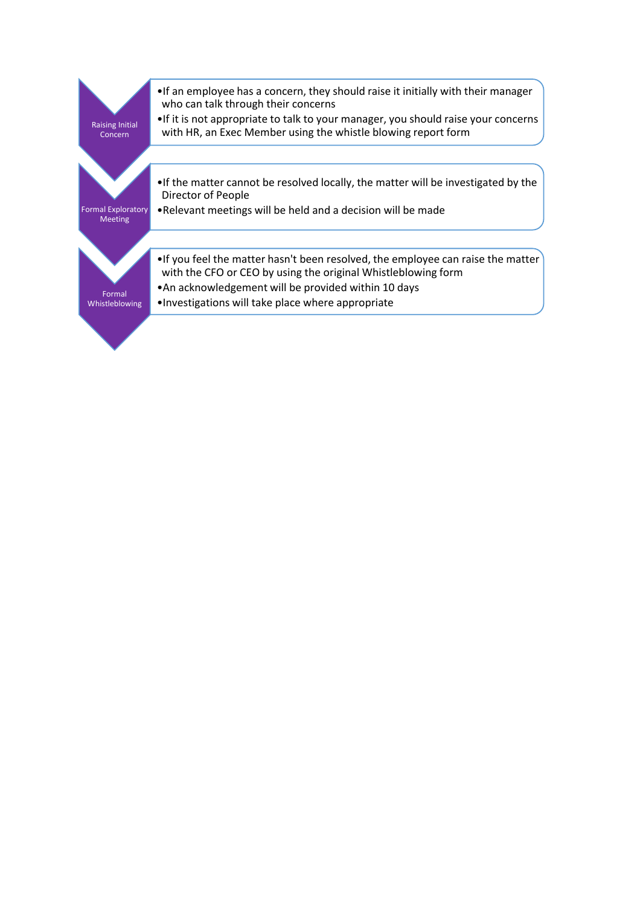**Raising Initial Concern**

- If an employee has a concern, they should raise it initially with their manager who can talk through their concerns
- If it is not appropriate to talk to your manager, you should raise your concerns with HR, an Exec Member using the whistle blowing report form

**Formal Exploratory Meeting**

- If the matter cannot be resolved locally, the matter will be investigated by the Director of People
- Relevant meetings will be held and a decision will be made

**Formal Whistleblowing**

- If you feel the matter hasn't been resolved, the employee can raise the matter with the CFO or CEO by using the original Whistleblowing form
- An acknowledgement will be provided within 10 days
- Investigations will take place where appropriate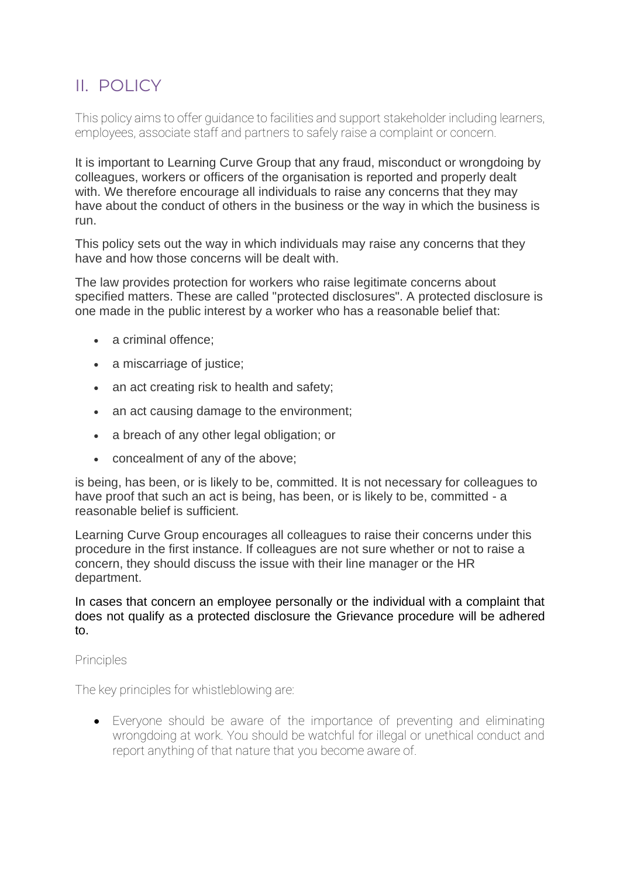## II. POLICY

This policy aims to offer guidance to facilities and support stakeholder including learners, employees, associate staff and partners to safely raise a complaint or concern.

It is important to Learning Curve Group that any fraud, misconduct or wrongdoing by colleagues, workers or officers of the organisation is reported and properly dealt with. We therefore encourage all individuals to raise any concerns that they may have about the conduct of others in the business or the way in which the business is run.

This policy sets out the way in which individuals may raise any concerns that they have and how those concerns will be dealt with.

The law provides protection for workers who raise legitimate concerns about specified matters. These are called "protected disclosures". A protected disclosure is one made in the public interest by a worker who has a reasonable belief that:

- a criminal offence;
- a miscarriage of justice;
- an act creating risk to health and safety;
- an act causing damage to the environment;
- a breach of any other legal obligation; or
- concealment of any of the above;

is being, has been, or is likely to be, committed. It is not necessary for colleagues to have proof that such an act is being, has been, or is likely to be, committed - a reasonable belief is sufficient.

Learning Curve Group encourages all colleagues to raise their concerns under this procedure in the first instance. If colleagues are not sure whether or not to raise a concern, they should discuss the issue with their line manager or the HR department.

In cases that concern an employee personally or the individual with a complaint that does not qualify as a protected disclosure the Grievance procedure will be adhered to.

Principles

The key principles for whistleblowing are:

- Everyone should be aware of the importance of preventing and eliminating wrongdoing at work. You should be watchful for illegal or unethical conduct and report anything of that nature that you become aware of.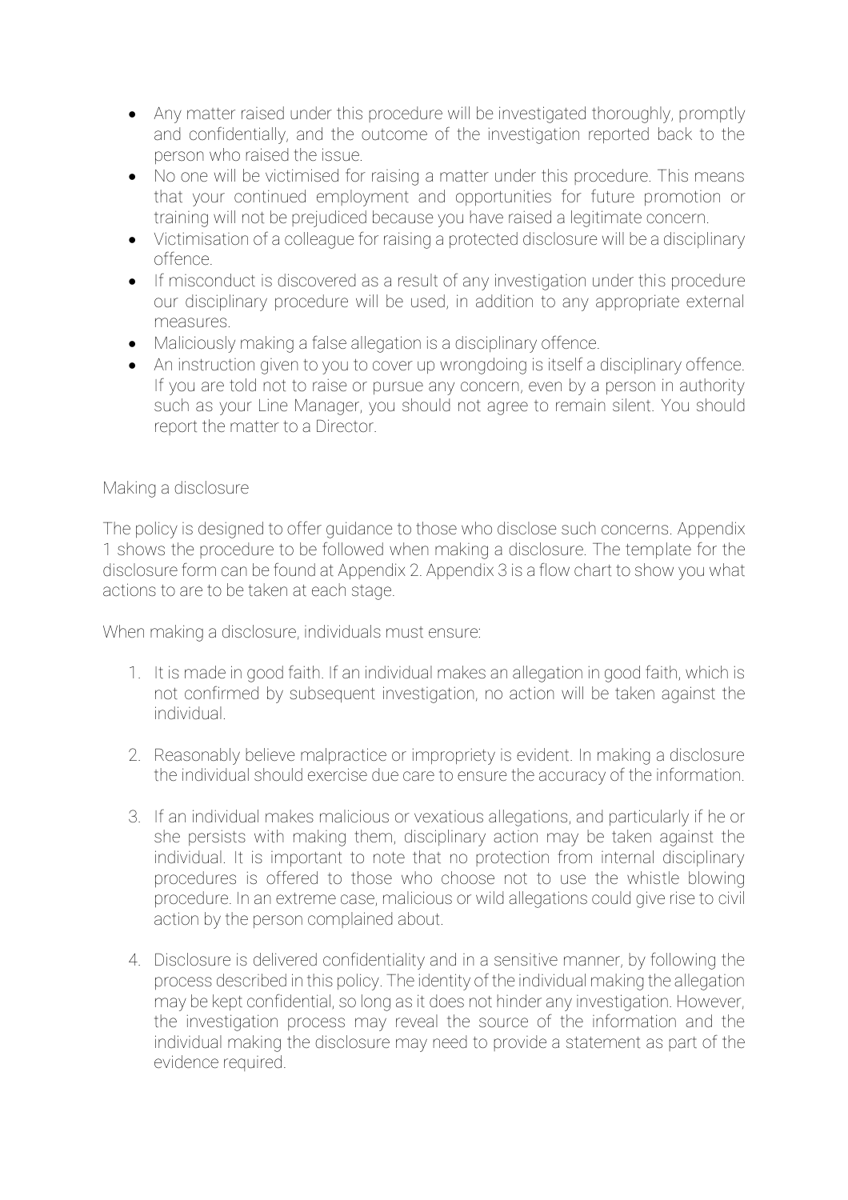- Any matter raised under this procedure will be investigated thoroughly, promptly and confidentially, and the outcome of the investigation reported back to the person who raised the issue.
- No one will be victimised for raising a matter under this procedure. This means that your continued employment and opportunities for future promotion or training will not be prejudiced because you have raised a legitimate concern.
- Victimisation of a colleague for raising a protected disclosure will be a disciplinary offence.
- If misconduct is discovered as a result of any investigation under this procedure our disciplinary procedure will be used, in addition to any appropriate external measures.
- Maliciously making a false allegation is a disciplinary offence.
- An instruction given to you to cover up wrongdoing is itself a disciplinary offence. If you are told not to raise or pursue any concern, even by a person in authority such as your Line Manager, you should not agree to remain silent. You should report the matter to a Director.

## Making a disclosure

The policy is designed to offer guidance to those who disclose such concerns. Appendix 1 shows the procedure to be followed when making a disclosure. The template for the disclosure form can be found at Appendix 2. Appendix 3 is a flow chart to show you what actions to are to be taken at each stage.

When making a disclosure, individuals must ensure:

1. It is made in good faith. If an individual makes an allegation in good faith, which is not confirmed by subsequent investigation, no action will be taken against the individual.

2. Reasonably believe malpractice or impropriety is evident. In making a disclosure the individual should exercise due care to ensure the accuracy of the information.

3. If an individual makes malicious or vexatious allegations, and particularly if he or she persists with making them, disciplinary action may be taken against the individual. It is important to note that no protection from internal disciplinary procedures is offered to those who choose not to use the whistle blowing procedure. In an extreme case, malicious or wild allegations could give rise to civil action by the person complained about.

4. Disclosure is delivered confidentiality and in a sensitive manner, by following the process described in this policy. The identity of the individual making the allegation may be kept confidential, so long as it does not hinder any investigation. However, the investigation process may reveal the source of the information and the individual making the disclosure may need to provide a statement as part of the evidence required.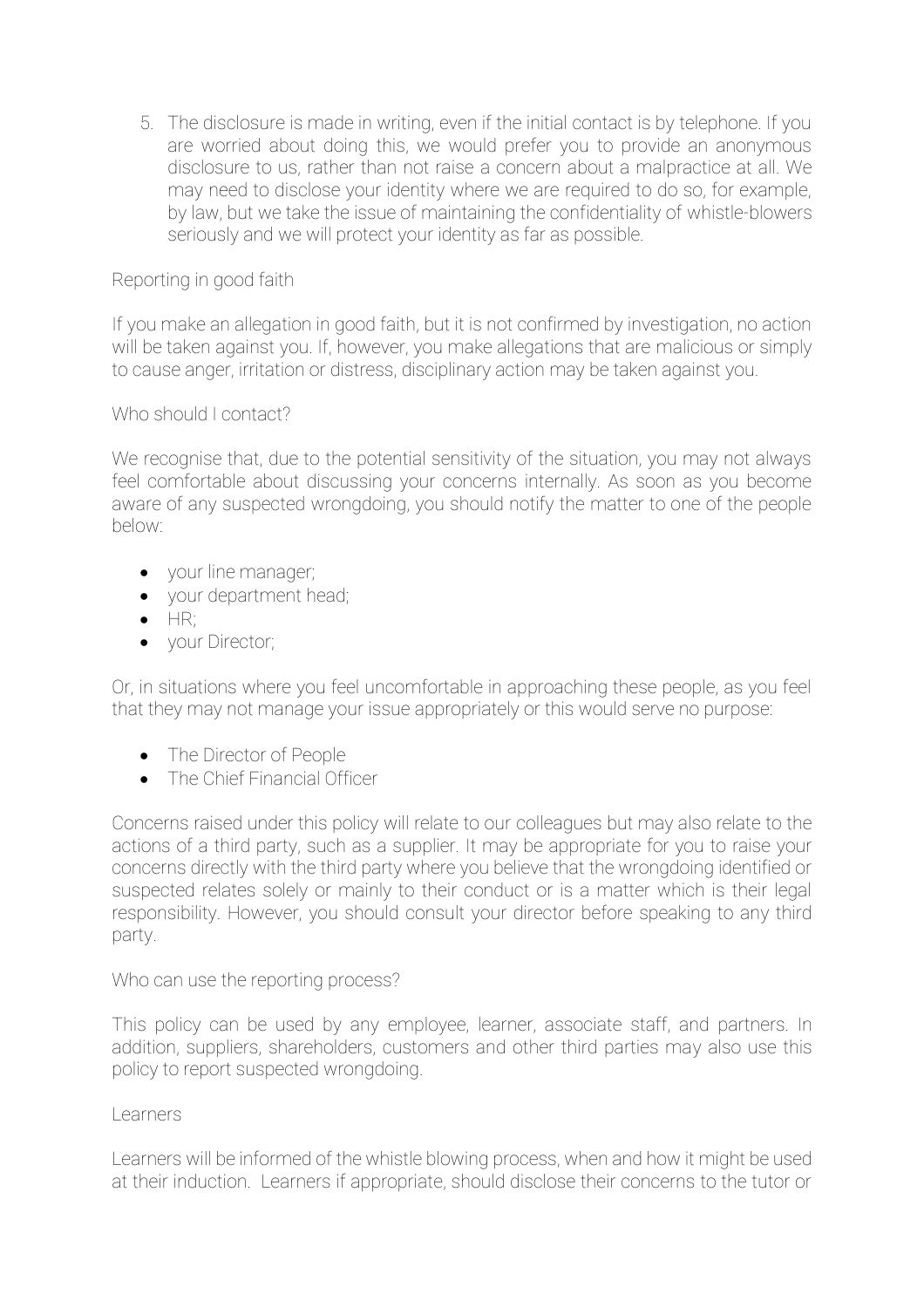5. The disclosure is made in writing, even if the initial contact is by telephone. If you are worried about doing this, we would prefer you to provide an anonymous disclosure to us, rather than not raise a concern about a malpractice at all. We may need to disclose your identity where we are required to do so, for example, by law, but we take the issue of maintaining the confidentiality of whistle-blowers seriously and we will protect your identity as far as possible.

## Reporting in good faith

If you make an allegation in good faith, but it is not confirmed by investigation, no action will be taken against you. If, however, you make allegations that are malicious or simply to cause anger, irritation or distress, disciplinary action may be taken against you.

## Who should I contact?

We recognise that, due to the potential sensitivity of the situation, you may not always feel comfortable about discussing your concerns internally. As soon as you become aware of any suspected wrongdoing, you should notify the matter to one of the people below:

- your line manager;
- your department head;
- HR;
- your Director;

Or, in situations where you feel uncomfortable in approaching these people, as you feel that they may not manage your issue appropriately or this would serve no purpose:

- The Director of People
- The Chief Financial Officer

Concerns raised under this policy will relate to our colleagues but may also relate to the actions of a third party, such as a supplier. It may be appropriate for you to raise your concerns directly with the third party where you believe that the wrongdoing identified or suspected relates solely or mainly to their conduct or is a matter which is their legal responsibility. However, you should consult your director before speaking to any third party.

## Who can use the reporting process?

This policy can be used by any employee, learner, associate staff, and partners. In addition, suppliers, shareholders, customers and other third parties may also use this policy to report suspected wrongdoing.

## Learners

Learners will be informed of the whistle blowing process, when and how it might be used at their induction. Learners if appropriate, should disclose their concerns to the tutor or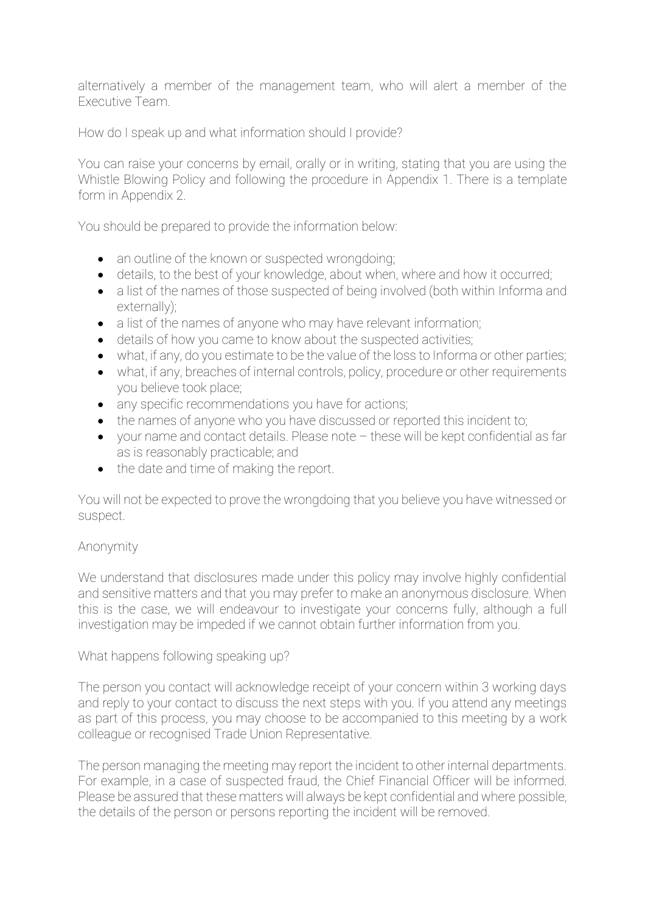alternatively a member of the management team, who will alert a member of the Executive Team.

## How do I speak up and what information should I provide?

You can raise your concerns by email, orally or in writing, stating that you are using the Whistle Blowing Policy and following the procedure in Appendix 1. There is a template form in Appendix 2.

You should be prepared to provide the information below:

- an outline of the known or suspected wrongdoing;
- details, to the best of your knowledge, about when, where and how it occurred;
- a list of the names of those suspected of being involved (both within Informa and externally);
- a list of the names of anyone who may have relevant information;
- details of how you came to know about the suspected activities;
- what, if any, do you estimate to be the value of the loss to Informa or other parties;
- what, if any, breaches of internal controls, policy, procedure or other requirements you believe took place;
- any specific recommendations you have for actions;
- the names of anyone who you have discussed or reported this incident to;
- your name and contact details. Please note – these will be kept confidential as far as is reasonably practicable; and
- the date and time of making the report.

You will not be expected to prove the wrongdoing that you believe you have witnessed or suspect.

## Anonymity

We understand that disclosures made under this policy may involve highly confidential and sensitive matters and that you may prefer to make an anonymous disclosure. When this is the case, we will endeavour to investigate your concerns fully, although a full investigation may be impeded if we cannot obtain further information from you.

## What happens following speaking up?

The person you contact will acknowledge receipt of your concern within 3 working days and reply to your contact to discuss the next steps with you. If you attend any meetings as part of this process, you may choose to be accompanied to this meeting by a work colleague or recognised Trade Union Representative.

The person managing the meeting may report the incident to other internal departments. For example, in a case of suspected fraud, the Chief Financial Officer will be informed. Please be assured that these matters will always be kept confidential and where possible, the details of the person or persons reporting the incident will be removed.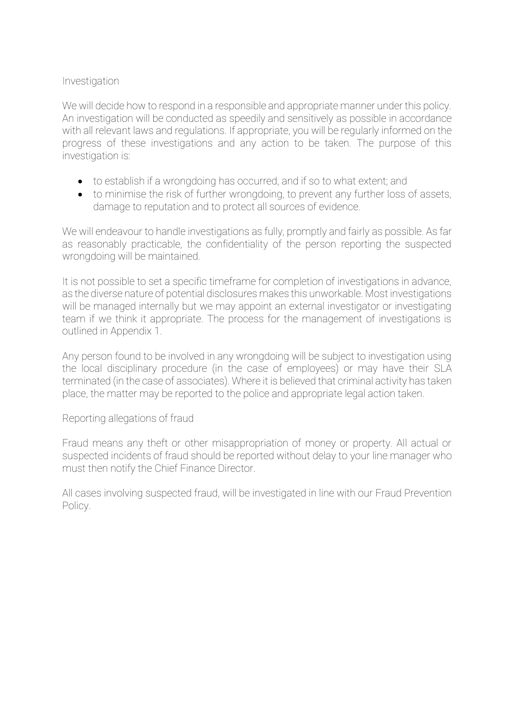## Investigation

We will decide how to respond in a responsible and appropriate manner under this policy. An investigation will be conducted as speedily and sensitively as possible in accordance with all relevant laws and regulations. If appropriate, you will be regularly informed on the progress of these investigations and any action to be taken. The purpose of this investigation is:

- to establish if a wrongdoing has occurred, and if so to what extent; and
- to minimise the risk of further wrongdoing, to prevent any further loss of assets, damage to reputation and to protect all sources of evidence.

We will endeavour to handle investigations as fully, promptly and fairly as possible. As far as reasonably practicable, the confidentiality of the person reporting the suspected wrongdoing will be maintained.

It is not possible to set a specific timeframe for completion of investigations in advance, as the diverse nature of potential disclosures makes this unworkable. Most investigations will be managed internally but we may appoint an external investigator or investigating team if we think it appropriate. The process for the management of investigations is outlined in Appendix 1.

Any person found to be involved in any wrongdoing will be subject to investigation using the local disciplinary procedure (in the case of employees) or may have their SLA terminated (in the case of associates). Where it is believed that criminal activity has taken place, the matter may be reported to the police and appropriate legal action taken.

## Reporting allegations of fraud

Fraud means any theft or other misappropriation of money or property. All actual or suspected incidents of fraud should be reported without delay to your line manager who must then notify the Chief Finance Director.

All cases involving suspected fraud, will be investigated in line with our Fraud Prevention Policy.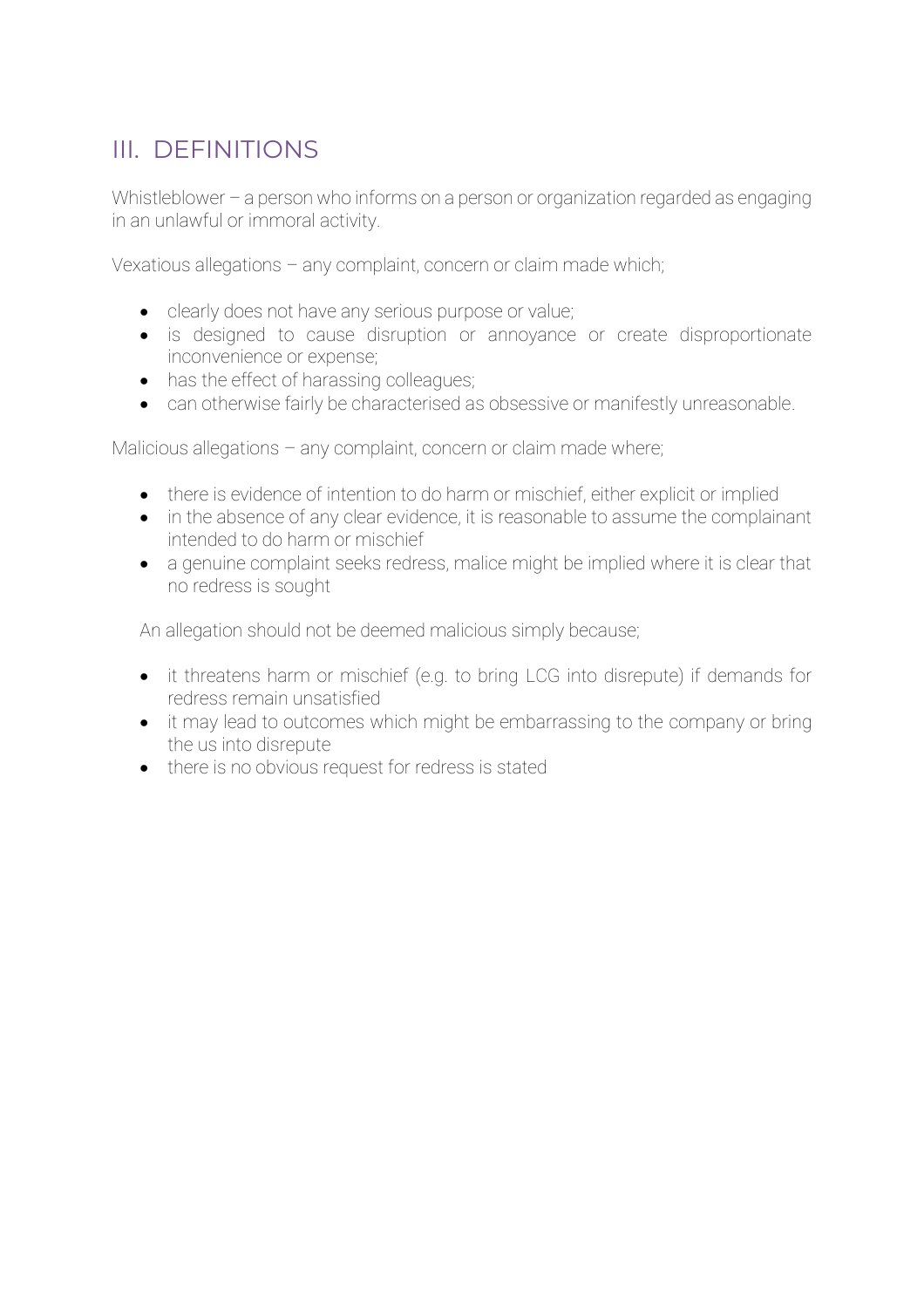## III. DEFINITIONS

Whistleblower – a person who informs on a person or organization regarded as engaging in an unlawful or immoral activity.

Vexatious allegations – any complaint, concern or claim made which;

- clearly does not have any serious purpose or value;
- is designed to cause disruption or annoyance or create disproportionate inconvenience or expense;
- has the effect of harassing colleagues;
- can otherwise fairly be characterised as obsessive or manifestly unreasonable.

Malicious allegations – any complaint, concern or claim made where;

- there is evidence of intention to do harm or mischief, either explicit or implied
- in the absence of any clear evidence, it is reasonable to assume the complainant intended to do harm or mischief
- a genuine complaint seeks redress, malice might be implied where it is clear that no redress is sought

An allegation should not be deemed malicious simply because;

- it threatens harm or mischief (e.g. to bring LCG into disrepute) if demands for redress remain unsatisfied
- it may lead to outcomes which might be embarrassing to the company or bring the us into disrepute
- there is no obvious request for redress is stated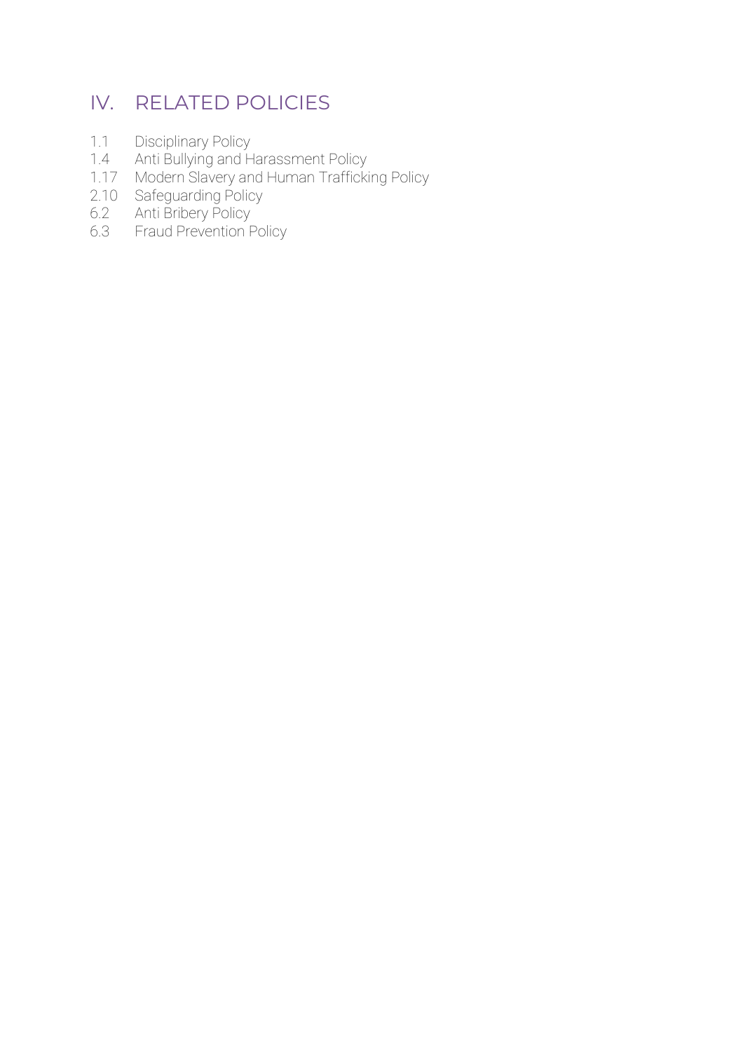## IV. RELATED POLICIES

1.1 Disciplinary Policy
1.4 Anti Bullying and Harassment Policy
1.17 Modern Slavery and Human Trafficking Policy
2.10 Safeguarding Policy
6.2 Anti Bribery Policy
6.3 Fraud Prevention Policy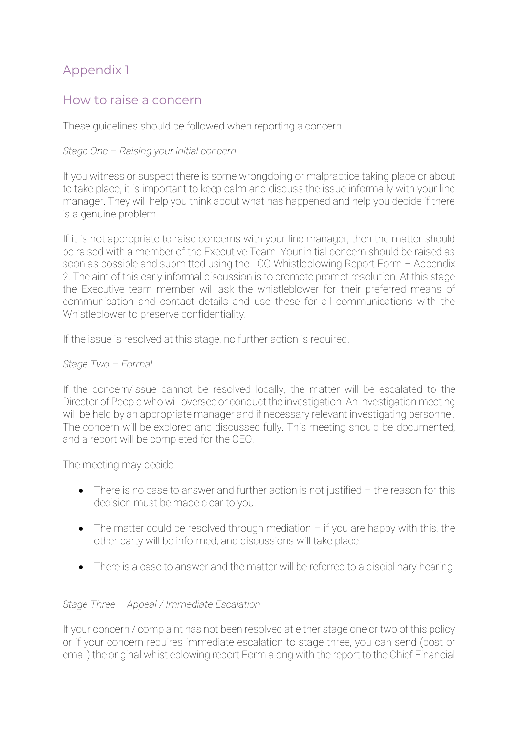## Appendix 1

## How to raise a concern

These guidelines should be followed when reporting a concern.

*Stage One – Raising your initial concern*

If you witness or suspect there is some wrongdoing or malpractice taking place or about to take place, it is important to keep calm and discuss the issue informally with your line manager. They will help you think about what has happened and help you decide if there is a genuine problem.

If it is not appropriate to raise concerns with your line manager, then the matter should be raised with a member of the Executive Team. Your initial concern should be raised as soon as possible and submitted using the LCG Whistleblowing Report Form – Appendix 2. The aim of this early informal discussion is to promote prompt resolution. At this stage the Executive team member will ask the whistleblower for their preferred means of communication and contact details and use these for all communications with the Whistleblower to preserve confidentiality.

If the issue is resolved at this stage, no further action is required.

*Stage Two – Formal*

If the concern/issue cannot be resolved locally, the matter will be escalated to the Director of People who will oversee or conduct the investigation. An investigation meeting will be held by an appropriate manager and if necessary relevant investigating personnel. The concern will be explored and discussed fully. This meeting should be documented, and a report will be completed for the CEO.

The meeting may decide:

- There is no case to answer and further action is not justified – the reason for this decision must be made clear to you.
- The matter could be resolved through mediation – if you are happy with this, the other party will be informed, and discussions will take place.
- There is a case to answer and the matter will be referred to a disciplinary hearing.

*Stage Three – Appeal / Immediate Escalation*

If your concern / complaint has not been resolved at either stage one or two of this policy or if your concern requires immediate escalation to stage three, you can send (post or email) the original whistleblowing report Form along with the report to the Chief Financial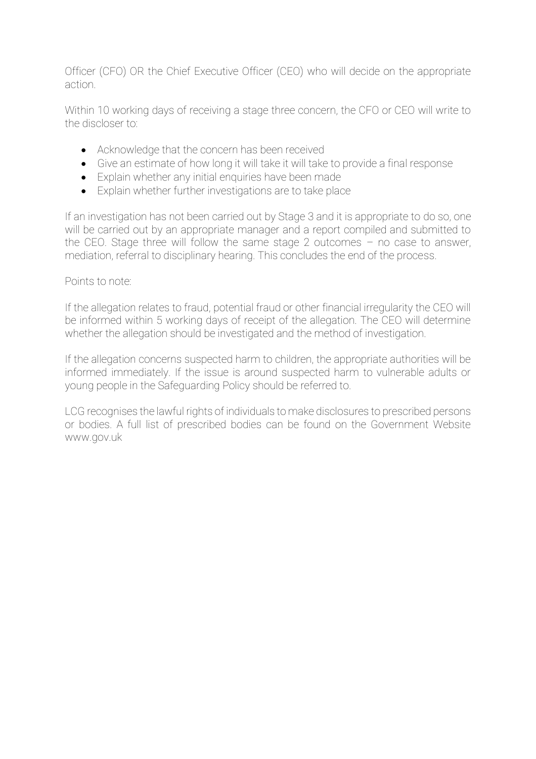Officer (CFO) OR the Chief Executive Officer (CEO) who will decide on the appropriate action.

Within 10 working days of receiving a stage three concern, the CFO or CEO will write to the discloser to:

- Acknowledge that the concern has been received
- Give an estimate of how long it will take it will take to provide a final response
- Explain whether any initial enquiries have been made
- Explain whether further investigations are to take place

If an investigation has not been carried out by Stage 3 and it is appropriate to do so, one will be carried out by an appropriate manager and a report compiled and submitted to the CEO. Stage three will follow the same stage 2 outcomes – no case to answer, mediation, referral to disciplinary hearing. This concludes the end of the process.

Points to note:

If the allegation relates to fraud, potential fraud or other financial irregularity the CEO will be informed within 5 working days of receipt of the allegation. The CEO will determine whether the allegation should be investigated and the method of investigation.

If the allegation concerns suspected harm to children, the appropriate authorities will be informed immediately. If the issue is around suspected harm to vulnerable adults or young people in the Safeguarding Policy should be referred to.

LCG recognises the lawful rights of individuals to make disclosures to prescribed persons or bodies. A full list of prescribed bodies can be found on the Government Website www.gov.uk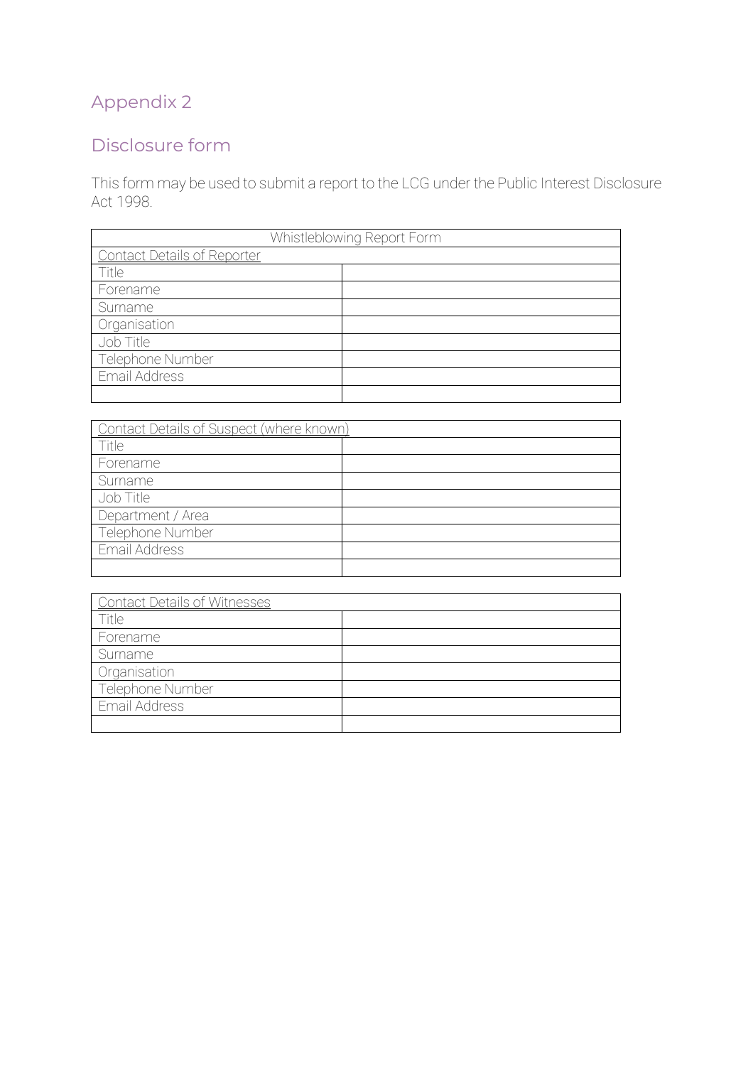## Appendix 2

## Disclosure form

This form may be used to submit a report to the LCG under the Public Interest Disclosure Act 1998.

| Whistleblowing Report Form | |
|---|---|
| Contact Details of Reporter | |
| Title | |
| Forename | |
| Surname | |
| Organisation | |
| Job Title | |
| Telephone Number | |
| Email Address | |
| | |

| Contact Details of Suspect (where known) | |
|---|---|
| Title | |
| Forename | |
| Surname | |
| Job Title | |
| Department / Area | |
| Telephone Number | |
| Email Address | |
| | |

| Contact Details of Witnesses | |
|---|---|
| Title | |
| Forename | |
| Surname | |
| Organisation | |
| Telephone Number | |
| Email Address | |
| | |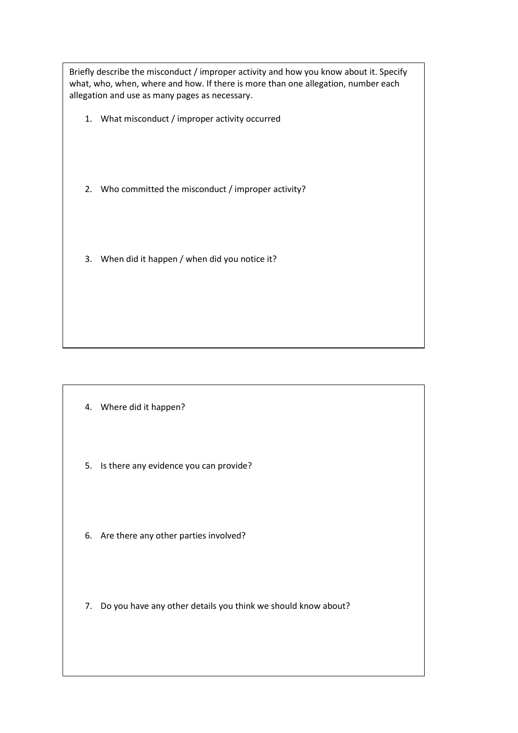Briefly describe the misconduct / improper activity and how you know about it. Specify what, who, when, where and how. If there is more than one allegation, number each allegation and use as many pages as necessary.

1. What misconduct / improper activity occurred

2. Who committed the misconduct / improper activity?

3. When did it happen / when did you notice it?

4. Where did it happen?

5. Is there any evidence you can provide?

6. Are there any other parties involved?

7. Do you have any other details you think we should know about?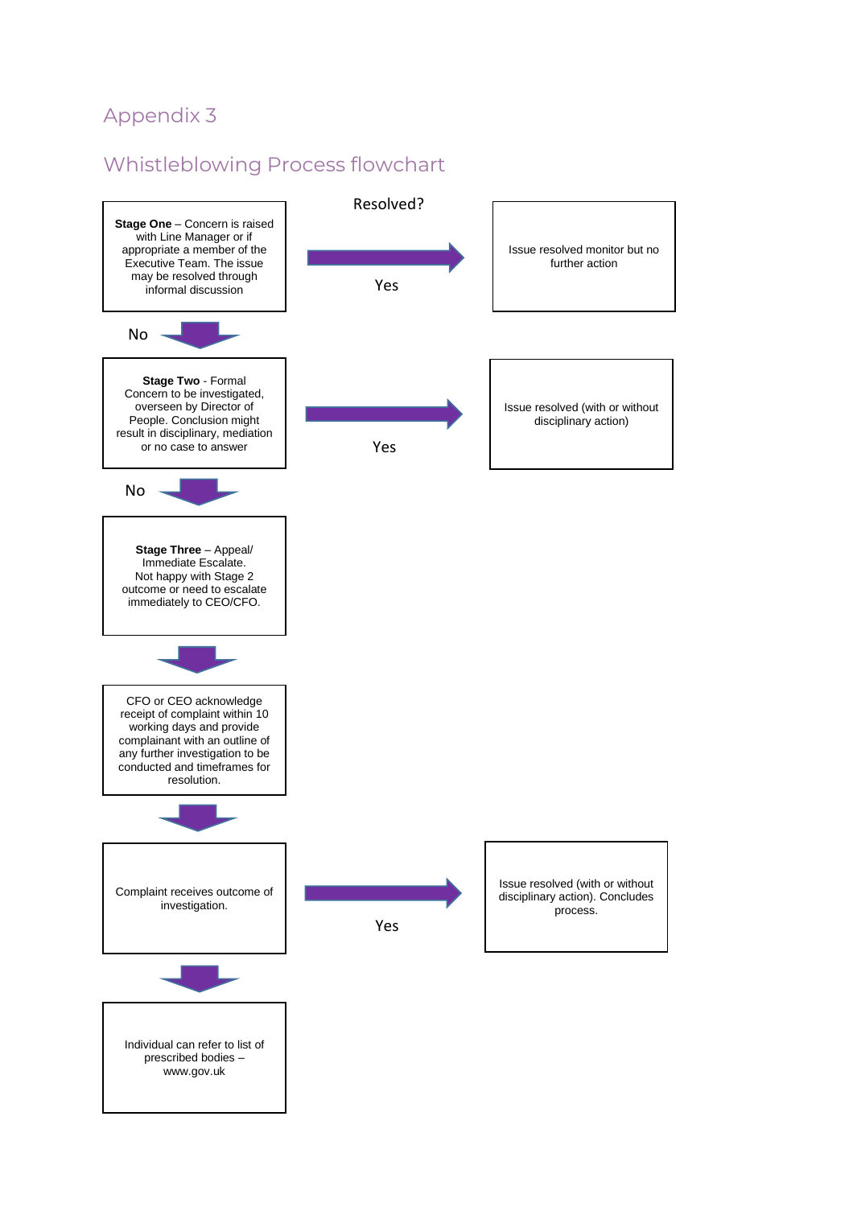# Appendix 3

## Whistleblowing Process flowchart

Resolved?

**Stage One** – Concern is raised with Line Manager or if appropriate a member of the Executive Team. The issue may be resolved through informal discussion

Yes

Issue resolved monitor but no further action

No

**Stage Two** - Formal Concern to be investigated, overseen by Director of People. Conclusion might result in disciplinary, mediation or no case to answer

Yes

Issue resolved (with or without disciplinary action)

No

**Stage Three** – Appeal/ Immediate Escalate. Not happy with Stage 2 outcome or need to escalate immediately to CEO/CFO.

CFO or CEO acknowledge receipt of complaint within 10 working days and provide complainant with an outline of any further investigation to be conducted and timeframes for resolution.

Complaint receives outcome of investigation.

Yes

Issue resolved (with or without disciplinary action). Concludes process.

Individual can refer to list of prescribed bodies – www.gov.uk